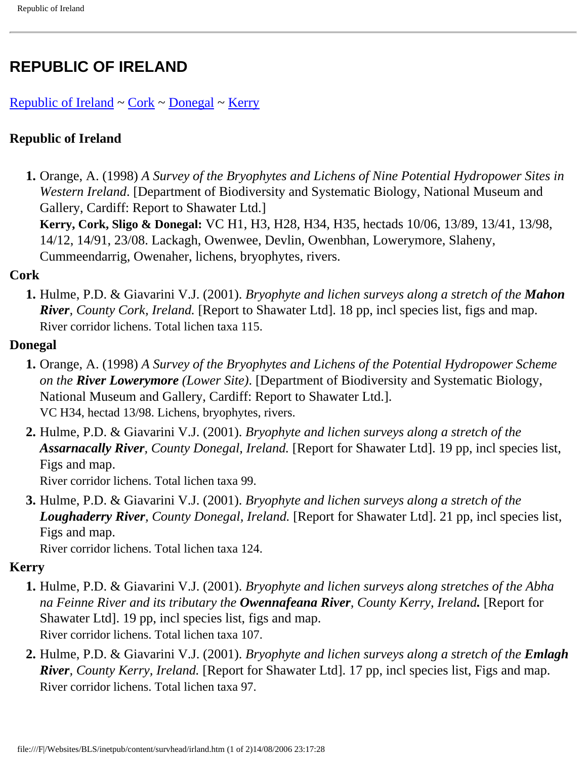# REPUBLIC OF IRELAND

Republic of Ireland ~ Cork ~ Donegal ~ Kerry

### Republic of Ireland

1. Orange, A. (1998) *A Survey of the Bryophytes and Lichens of Nine Potential Hydropower Sites in Western Ireland*. [Department of Biodiversity and Systematic Biology, National Museum and Gallery, Cardiff: Report to Shawater Ltd.]
   **Kerry, Cork, Sligo & Donegal:** VC H1, H3, H28, H34, H35, hectads 10/06, 13/89, 13/41, 13/98, 14/12, 14/91, 23/08. Lackagh, Owenwee, Devlin, Owenbhan, Lowerymore, Slaheny, Cummeendarrig, Owenaher, lichens, bryophytes, rivers.

### Cork

1. Hulme, P.D. & Giavarini V.J. (2001). *Bryophyte and lichen surveys along a stretch of the **Mahon River**, County Cork, Ireland.* [Report to Shawater Ltd]. 18 pp, incl species list, figs and map.
   River corridor lichens. Total lichen taxa 115.

### Donegal

1. Orange, A. (1998) *A Survey of the Bryophytes and Lichens of the Potential Hydropower Scheme on the **River Lowerymore** (Lower Site)*. [Department of Biodiversity and Systematic Biology, National Museum and Gallery, Cardiff: Report to Shawater Ltd.].
   VC H34, hectad 13/98. Lichens, bryophytes, rivers.
2. Hulme, P.D. & Giavarini V.J. (2001). *Bryophyte and lichen surveys along a stretch of the **Assarnacally River**, County Donegal, Ireland.* [Report for Shawater Ltd]. 19 pp, incl species list, Figs and map.
   River corridor lichens. Total lichen taxa 99.
3. Hulme, P.D. & Giavarini V.J. (2001). *Bryophyte and lichen surveys along a stretch of the **Loughaderry River**, County Donegal, Ireland.* [Report for Shawater Ltd]. 21 pp, incl species list, Figs and map.
   River corridor lichens. Total lichen taxa 124.

### Kerry

1. Hulme, P.D. & Giavarini V.J. (2001). *Bryophyte and lichen surveys along stretches of the Abha na Feinne River and its tributary the **Owennafeana River**, County Kerry, Ireland**.*** [Report for Shawater Ltd]. 19 pp, incl species list, figs and map.
   River corridor lichens. Total lichen taxa 107.
2. Hulme, P.D. & Giavarini V.J. (2001). *Bryophyte and lichen surveys along a stretch of the **Emlagh River**, County Kerry, Ireland.* [Report for Shawater Ltd]. 17 pp, incl species list, Figs and map.
   River corridor lichens. Total lichen taxa 97.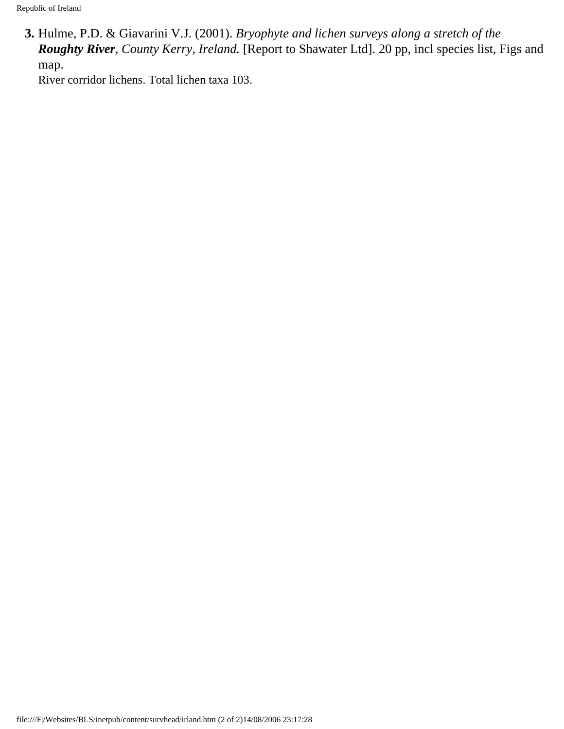3. Hulme, P.D. & Giavarini V.J. (2001). *Bryophyte and lichen surveys along a stretch of the **Roughty River**, County Kerry, Ireland.* [Report to Shawater Ltd]. 20 pp, incl species list, Figs and map.
   River corridor lichens. Total lichen taxa 103.